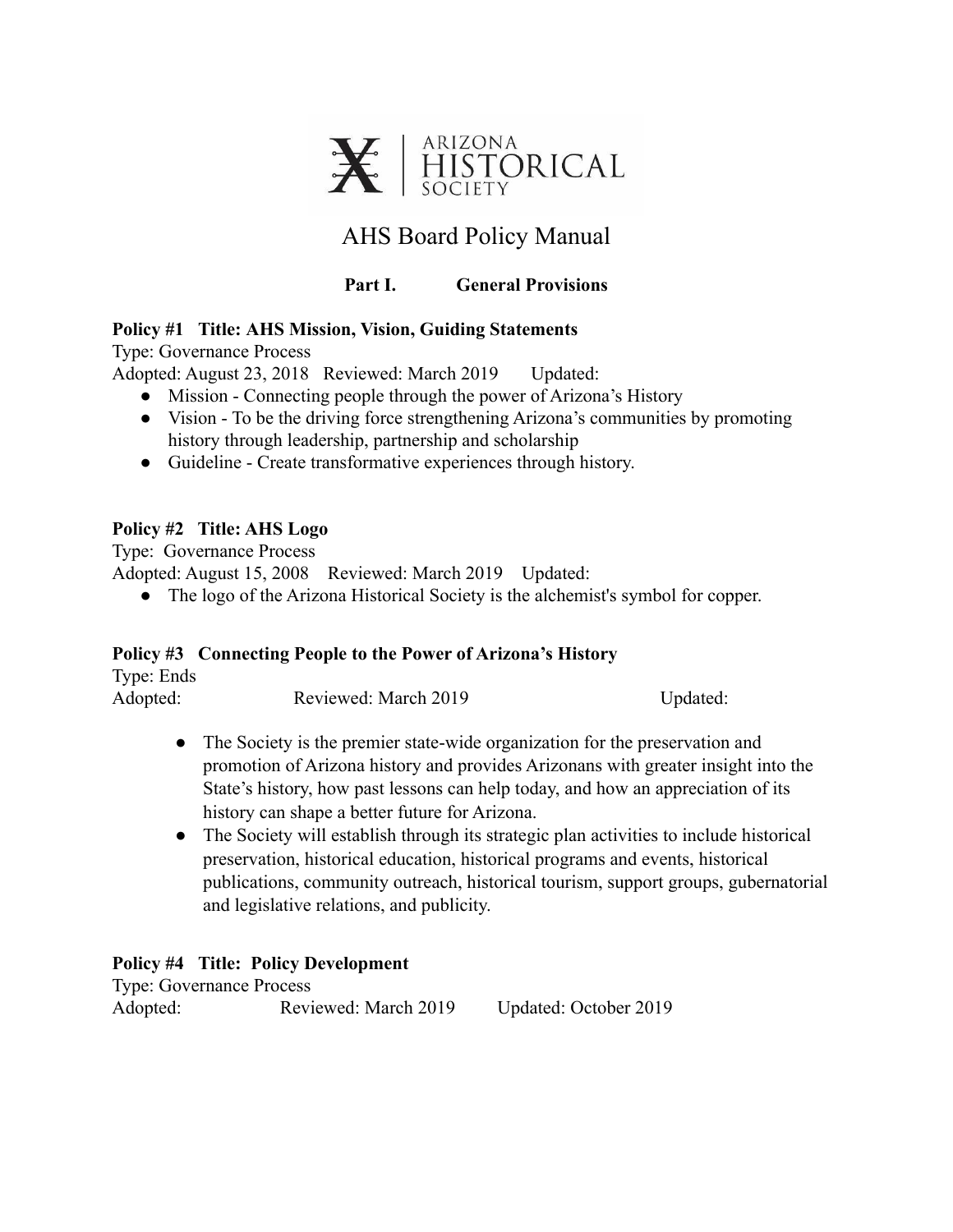ARIZONA HISTORICAL SOCIETY

# AHS Board Policy Manual

## Part I. General Provisions

**Policy #1 Title: AHS Mission, Vision, Guiding Statements**

Type: Governance Process

Adopted: August 23, 2018 Reviewed: March 2019 Updated:

- Mission - Connecting people through the power of Arizona's History
- Vision - To be the driving force strengthening Arizona's communities by promoting history through leadership, partnership and scholarship
- Guideline - Create transformative experiences through history.

**Policy #2 Title: AHS Logo**

Type: Governance Process

Adopted: August 15, 2008 Reviewed: March 2019 Updated:

- The logo of the Arizona Historical Society is the alchemist's symbol for copper.

**Policy #3 Connecting People to the Power of Arizona's History**

Type: Ends

Adopted: Reviewed: March 2019 Updated:

- The Society is the premier state-wide organization for the preservation and promotion of Arizona history and provides Arizonans with greater insight into the State's history, how past lessons can help today, and how an appreciation of its history can shape a better future for Arizona.
- The Society will establish through its strategic plan activities to include historical preservation, historical education, historical programs and events, historical publications, community outreach, historical tourism, support groups, gubernatorial and legislative relations, and publicity.

**Policy #4 Title: Policy Development**

Type: Governance Process

Adopted: Reviewed: March 2019 Updated: October 2019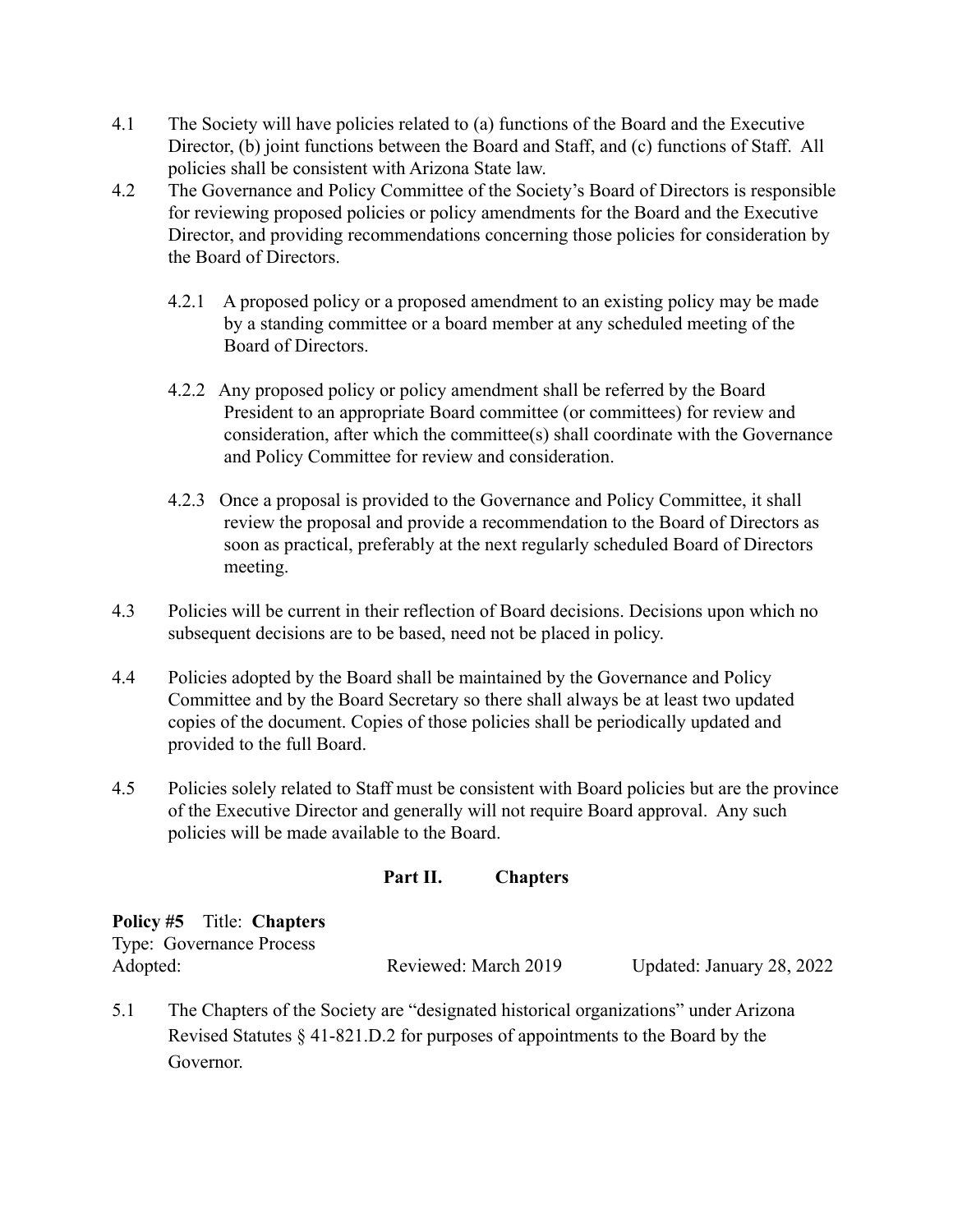4.1 The Society will have policies related to (a) functions of the Board and the Executive Director, (b) joint functions between the Board and Staff, and (c) functions of Staff. All policies shall be consistent with Arizona State law.

4.2 The Governance and Policy Committee of the Society's Board of Directors is responsible for reviewing proposed policies or policy amendments for the Board and the Executive Director, and providing recommendations concerning those policies for consideration by the Board of Directors.

> 4.2.1 A proposed policy or a proposed amendment to an existing policy may be made by a standing committee or a board member at any scheduled meeting of the Board of Directors.
>
> 4.2.2 Any proposed policy or policy amendment shall be referred by the Board President to an appropriate Board committee (or committees) for review and consideration, after which the committee(s) shall coordinate with the Governance and Policy Committee for review and consideration.
>
> 4.2.3 Once a proposal is provided to the Governance and Policy Committee, it shall review the proposal and provide a recommendation to the Board of Directors as soon as practical, preferably at the next regularly scheduled Board of Directors meeting.

4.3 Policies will be current in their reflection of Board decisions. Decisions upon which no subsequent decisions are to be based, need not be placed in policy.

4.4 Policies adopted by the Board shall be maintained by the Governance and Policy Committee and by the Board Secretary so there shall always be at least two updated copies of the document. Copies of those policies shall be periodically updated and provided to the full Board.

4.5 Policies solely related to Staff must be consistent with Board policies but are the province of the Executive Director and generally will not require Board approval. Any such policies will be made available to the Board.

## Part II. Chapters

**Policy #5** Title: **Chapters**
Type: Governance Process
Adopted: Reviewed: March 2019 Updated: January 28, 2022

5.1 The Chapters of the Society are "designated historical organizations" under Arizona Revised Statutes § 41-821.D.2 for purposes of appointments to the Board by the Governor.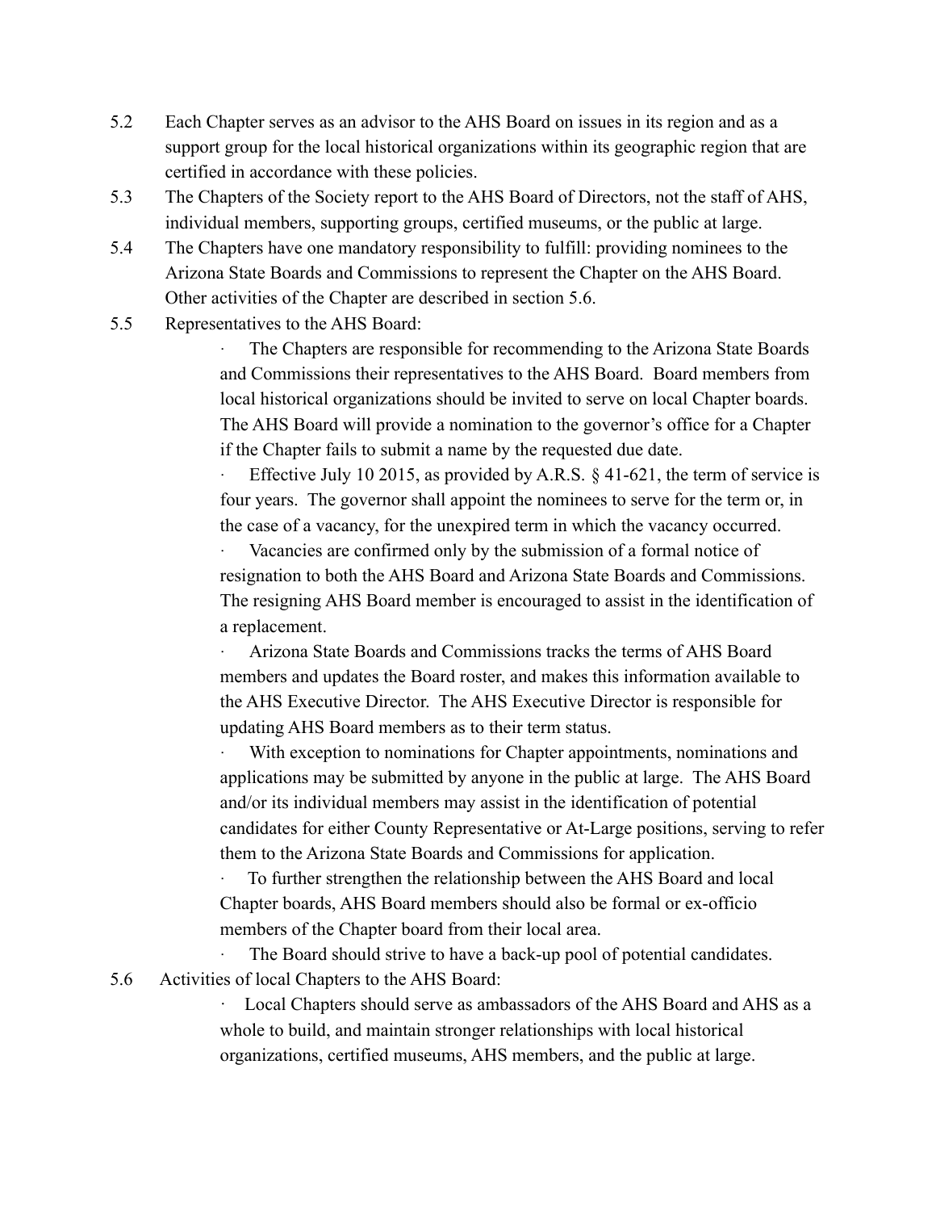5.2 Each Chapter serves as an advisor to the AHS Board on issues in its region and as a support group for the local historical organizations within its geographic region that are certified in accordance with these policies.

5.3 The Chapters of the Society report to the AHS Board of Directors, not the staff of AHS, individual members, supporting groups, certified museums, or the public at large.

5.4 The Chapters have one mandatory responsibility to fulfill: providing nominees to the Arizona State Boards and Commissions to represent the Chapter on the AHS Board. Other activities of the Chapter are described in section 5.6.

5.5 Representatives to the AHS Board:

- The Chapters are responsible for recommending to the Arizona State Boards and Commissions their representatives to the AHS Board. Board members from local historical organizations should be invited to serve on local Chapter boards. The AHS Board will provide a nomination to the governor's office for a Chapter if the Chapter fails to submit a name by the requested due date.
- Effective July 10 2015, as provided by A.R.S. § 41-621, the term of service is four years. The governor shall appoint the nominees to serve for the term or, in the case of a vacancy, for the unexpired term in which the vacancy occurred.
- Vacancies are confirmed only by the submission of a formal notice of resignation to both the AHS Board and Arizona State Boards and Commissions. The resigning AHS Board member is encouraged to assist in the identification of a replacement.
- Arizona State Boards and Commissions tracks the terms of AHS Board members and updates the Board roster, and makes this information available to the AHS Executive Director. The AHS Executive Director is responsible for updating AHS Board members as to their term status.
- With exception to nominations for Chapter appointments, nominations and applications may be submitted by anyone in the public at large. The AHS Board and/or its individual members may assist in the identification of potential candidates for either County Representative or At-Large positions, serving to refer them to the Arizona State Boards and Commissions for application.
- To further strengthen the relationship between the AHS Board and local Chapter boards, AHS Board members should also be formal or ex-officio members of the Chapter board from their local area.
- The Board should strive to have a back-up pool of potential candidates.

5.6 Activities of local Chapters to the AHS Board:

- Local Chapters should serve as ambassadors of the AHS Board and AHS as a whole to build, and maintain stronger relationships with local historical organizations, certified museums, AHS members, and the public at large.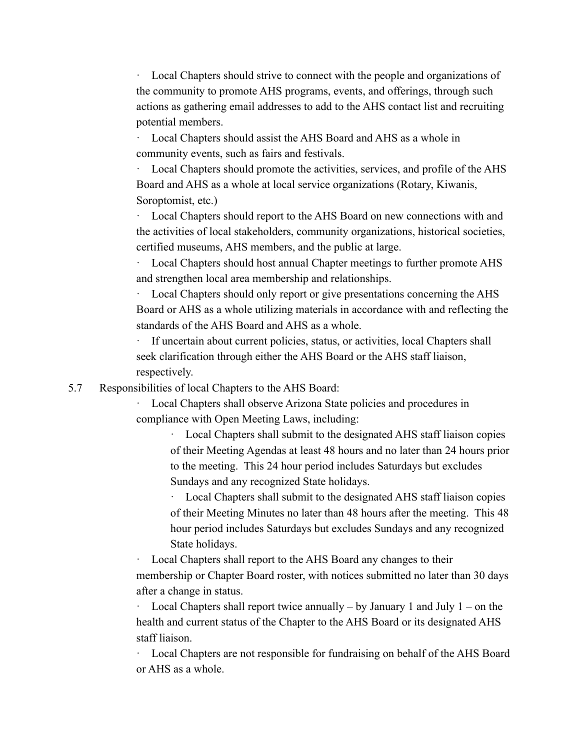- Local Chapters should strive to connect with the people and organizations of the community to promote AHS programs, events, and offerings, through such actions as gathering email addresses to add to the AHS contact list and recruiting potential members.
- Local Chapters should assist the AHS Board and AHS as a whole in community events, such as fairs and festivals.
- Local Chapters should promote the activities, services, and profile of the AHS Board and AHS as a whole at local service organizations (Rotary, Kiwanis, Soroptomist, etc.)
- Local Chapters should report to the AHS Board on new connections with and the activities of local stakeholders, community organizations, historical societies, certified museums, AHS members, and the public at large.
- Local Chapters should host annual Chapter meetings to further promote AHS and strengthen local area membership and relationships.
- Local Chapters should only report or give presentations concerning the AHS Board or AHS as a whole utilizing materials in accordance with and reflecting the standards of the AHS Board and AHS as a whole.
- If uncertain about current policies, status, or activities, local Chapters shall seek clarification through either the AHS Board or the AHS staff liaison, respectively.

5.7 Responsibilities of local Chapters to the AHS Board:

- Local Chapters shall observe Arizona State policies and procedures in compliance with Open Meeting Laws, including:
  - Local Chapters shall submit to the designated AHS staff liaison copies of their Meeting Agendas at least 48 hours and no later than 24 hours prior to the meeting. This 24 hour period includes Saturdays but excludes Sundays and any recognized State holidays.
  - Local Chapters shall submit to the designated AHS staff liaison copies of their Meeting Minutes no later than 48 hours after the meeting. This 48 hour period includes Saturdays but excludes Sundays and any recognized State holidays.
- Local Chapters shall report to the AHS Board any changes to their membership or Chapter Board roster, with notices submitted no later than 30 days after a change in status.
- Local Chapters shall report twice annually – by January 1 and July 1 – on the health and current status of the Chapter to the AHS Board or its designated AHS staff liaison.
- Local Chapters are not responsible for fundraising on behalf of the AHS Board or AHS as a whole.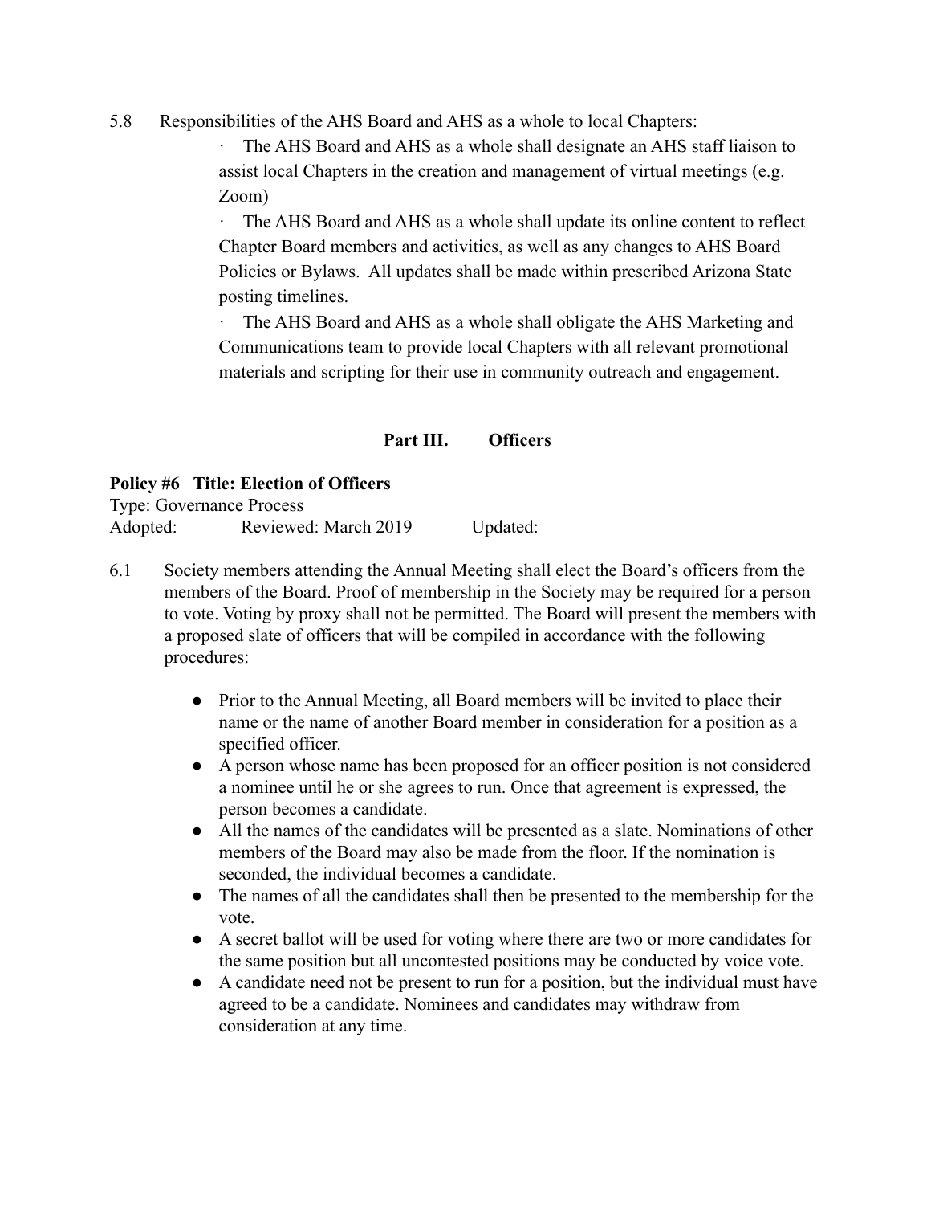5.8 Responsibilities of the AHS Board and AHS as a whole to local Chapters:

- The AHS Board and AHS as a whole shall designate an AHS staff liaison to assist local Chapters in the creation and management of virtual meetings (e.g. Zoom)
- The AHS Board and AHS as a whole shall update its online content to reflect Chapter Board members and activities, as well as any changes to AHS Board Policies or Bylaws. All updates shall be made within prescribed Arizona State posting timelines.
- The AHS Board and AHS as a whole shall obligate the AHS Marketing and Communications team to provide local Chapters with all relevant promotional materials and scripting for their use in community outreach and engagement.

## Part III. Officers

**Policy #6 Title: Election of Officers**

Type: Governance Process

Adopted: Reviewed: March 2019 Updated:

6.1 Society members attending the Annual Meeting shall elect the Board's officers from the members of the Board. Proof of membership in the Society may be required for a person to vote. Voting by proxy shall not be permitted. The Board will present the members with a proposed slate of officers that will be compiled in accordance with the following procedures:

- Prior to the Annual Meeting, all Board members will be invited to place their name or the name of another Board member in consideration for a position as a specified officer.
- A person whose name has been proposed for an officer position is not considered a nominee until he or she agrees to run. Once that agreement is expressed, the person becomes a candidate.
- All the names of the candidates will be presented as a slate. Nominations of other members of the Board may also be made from the floor. If the nomination is seconded, the individual becomes a candidate.
- The names of all the candidates shall then be presented to the membership for the vote.
- A secret ballot will be used for voting where there are two or more candidates for the same position but all uncontested positions may be conducted by voice vote.
- A candidate need not be present to run for a position, but the individual must have agreed to be a candidate. Nominees and candidates may withdraw from consideration at any time.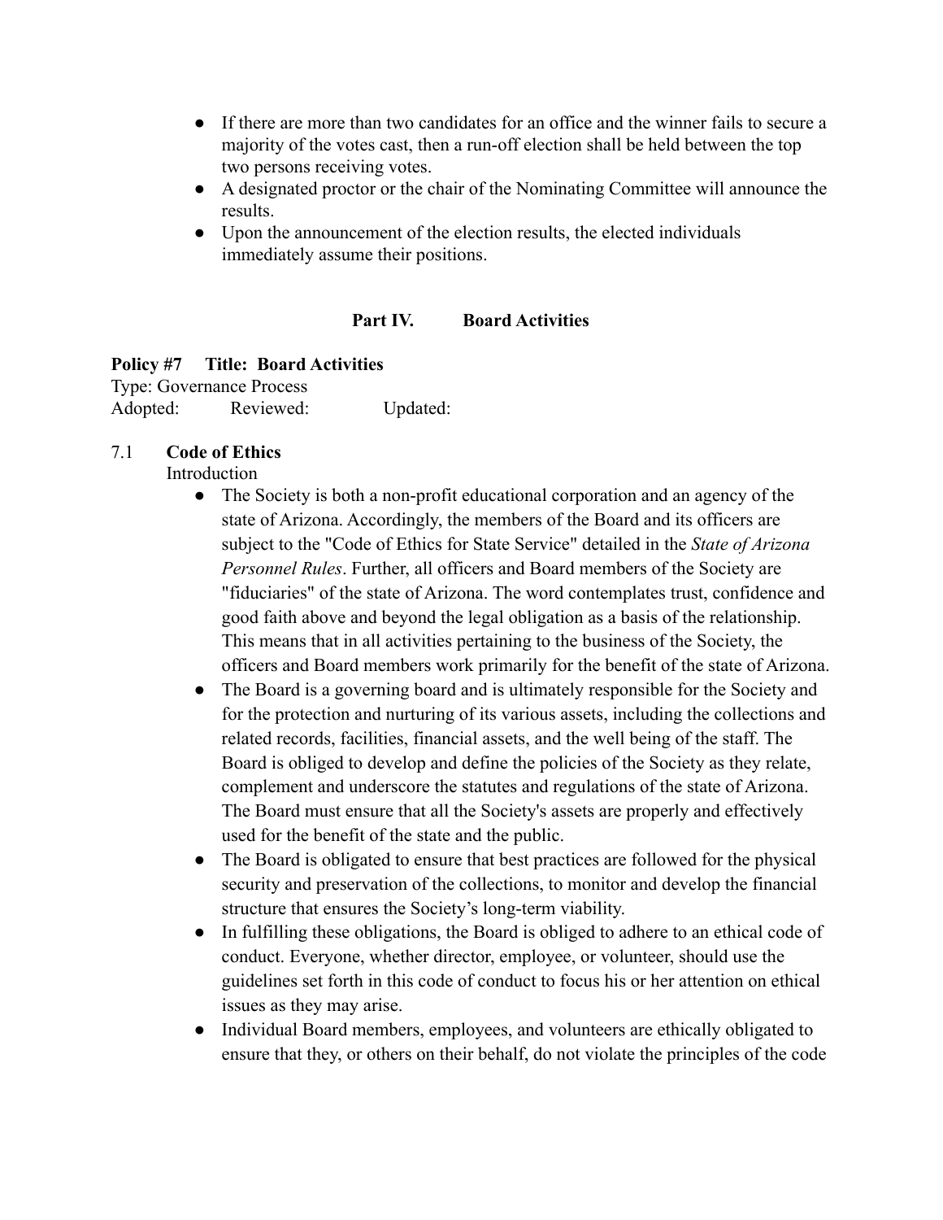- If there are more than two candidates for an office and the winner fails to secure a majority of the votes cast, then a run-off election shall be held between the top two persons receiving votes.
- A designated proctor or the chair of the Nominating Committee will announce the results.
- Upon the announcement of the election results, the elected individuals immediately assume their positions.

## Part IV. Board Activities

**Policy #7 Title: Board Activities**
Type: Governance Process
Adopted: Reviewed: Updated:

### 7.1 Code of Ethics

Introduction

- The Society is both a non-profit educational corporation and an agency of the state of Arizona. Accordingly, the members of the Board and its officers are subject to the "Code of Ethics for State Service" detailed in the *State of Arizona Personnel Rules*. Further, all officers and Board members of the Society are "fiduciaries" of the state of Arizona. The word contemplates trust, confidence and good faith above and beyond the legal obligation as a basis of the relationship. This means that in all activities pertaining to the business of the Society, the officers and Board members work primarily for the benefit of the state of Arizona.
- The Board is a governing board and is ultimately responsible for the Society and for the protection and nurturing of its various assets, including the collections and related records, facilities, financial assets, and the well being of the staff. The Board is obliged to develop and define the policies of the Society as they relate, complement and underscore the statutes and regulations of the state of Arizona. The Board must ensure that all the Society's assets are properly and effectively used for the benefit of the state and the public.
- The Board is obligated to ensure that best practices are followed for the physical security and preservation of the collections, to monitor and develop the financial structure that ensures the Society's long-term viability.
- In fulfilling these obligations, the Board is obliged to adhere to an ethical code of conduct. Everyone, whether director, employee, or volunteer, should use the guidelines set forth in this code of conduct to focus his or her attention on ethical issues as they may arise.
- Individual Board members, employees, and volunteers are ethically obligated to ensure that they, or others on their behalf, do not violate the principles of the code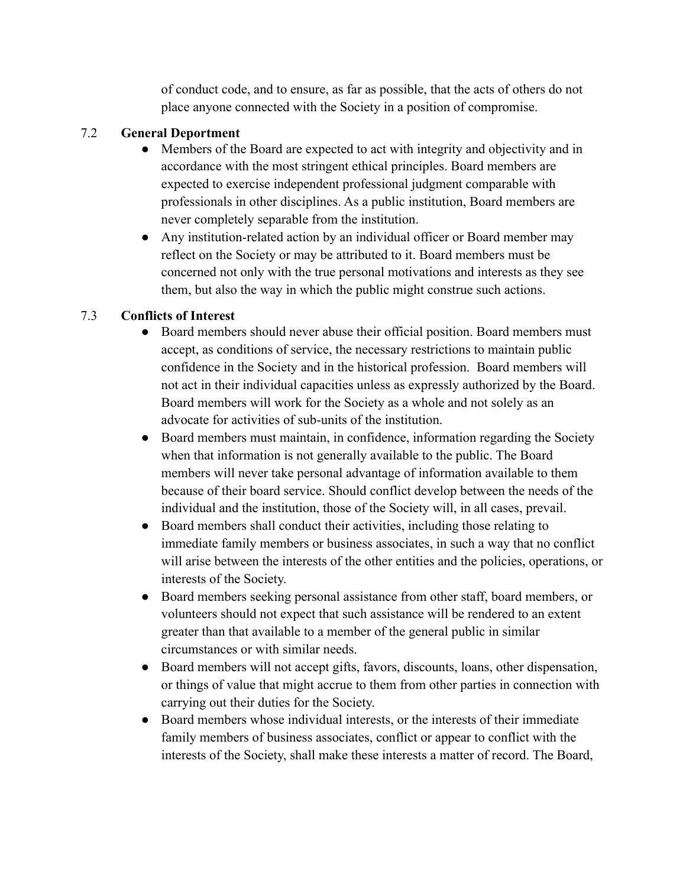of conduct code, and to ensure, as far as possible, that the acts of others do not place anyone connected with the Society in a position of compromise.

7.2 **General Deportment**

- Members of the Board are expected to act with integrity and objectivity and in accordance with the most stringent ethical principles. Board members are expected to exercise independent professional judgment comparable with professionals in other disciplines. As a public institution, Board members are never completely separable from the institution.
- Any institution-related action by an individual officer or Board member may reflect on the Society or may be attributed to it. Board members must be concerned not only with the true personal motivations and interests as they see them, but also the way in which the public might construe such actions.

7.3 **Conflicts of Interest**

- Board members should never abuse their official position. Board members must accept, as conditions of service, the necessary restrictions to maintain public confidence in the Society and in the historical profession. Board members will not act in their individual capacities unless as expressly authorized by the Board. Board members will work for the Society as a whole and not solely as an advocate for activities of sub-units of the institution.
- Board members must maintain, in confidence, information regarding the Society when that information is not generally available to the public. The Board members will never take personal advantage of information available to them because of their board service. Should conflict develop between the needs of the individual and the institution, those of the Society will, in all cases, prevail.
- Board members shall conduct their activities, including those relating to immediate family members or business associates, in such a way that no conflict will arise between the interests of the other entities and the policies, operations, or interests of the Society.
- Board members seeking personal assistance from other staff, board members, or volunteers should not expect that such assistance will be rendered to an extent greater than that available to a member of the general public in similar circumstances or with similar needs.
- Board members will not accept gifts, favors, discounts, loans, other dispensation, or things of value that might accrue to them from other parties in connection with carrying out their duties for the Society.
- Board members whose individual interests, or the interests of their immediate family members of business associates, conflict or appear to conflict with the interests of the Society, shall make these interests a matter of record. The Board,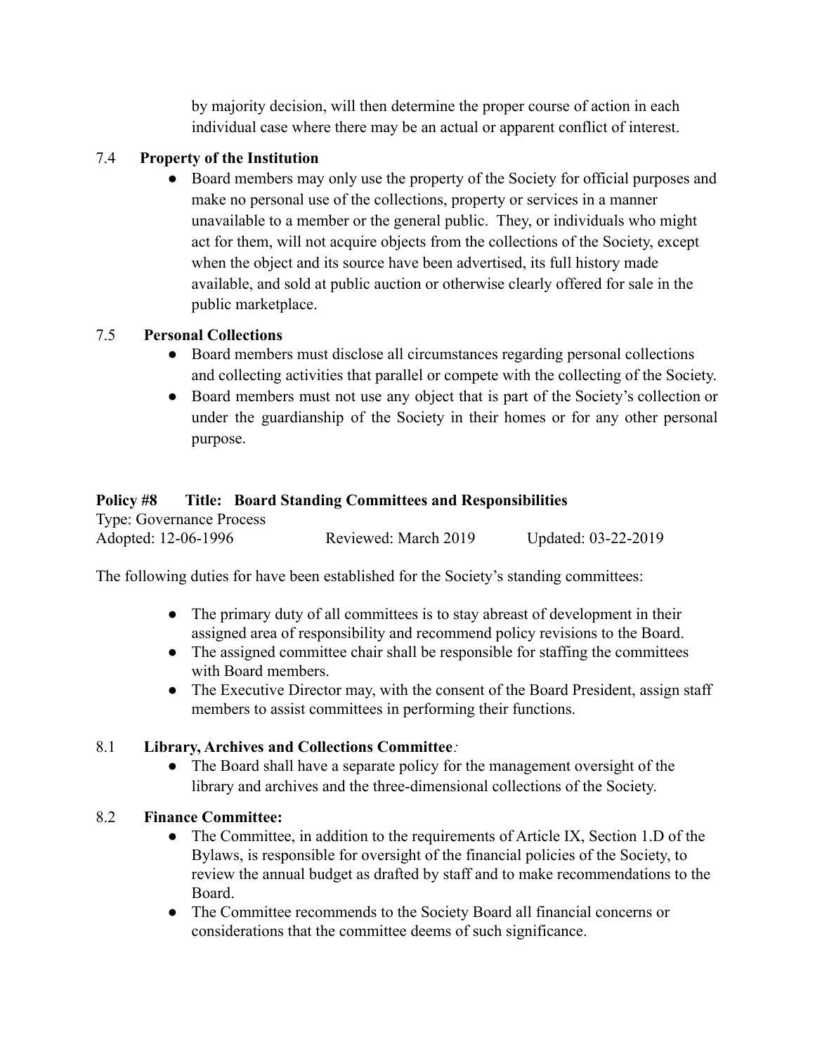by majority decision, will then determine the proper course of action in each individual case where there may be an actual or apparent conflict of interest.

7.4 **Property of the Institution**

- Board members may only use the property of the Society for official purposes and make no personal use of the collections, property or services in a manner unavailable to a member or the general public. They, or individuals who might act for them, will not acquire objects from the collections of the Society, except when the object and its source have been advertised, its full history made available, and sold at public auction or otherwise clearly offered for sale in the public marketplace.

7.5 **Personal Collections**

- Board members must disclose all circumstances regarding personal collections and collecting activities that parallel or compete with the collecting of the Society.
- Board members must not use any object that is part of the Society's collection or under the guardianship of the Society in their homes or for any other personal purpose.

**Policy #8 Title: Board Standing Committees and Responsibilities**

Type: Governance Process

Adopted: 12-06-1996 Reviewed: March 2019 Updated: 03-22-2019

The following duties for have been established for the Society's standing committees:

- The primary duty of all committees is to stay abreast of development in their assigned area of responsibility and recommend policy revisions to the Board.
- The assigned committee chair shall be responsible for staffing the committees with Board members.
- The Executive Director may, with the consent of the Board President, assign staff members to assist committees in performing their functions.

8.1 **Library, Archives and Collections Committee***:*

- The Board shall have a separate policy for the management oversight of the library and archives and the three-dimensional collections of the Society.

8.2 **Finance Committee:**

- The Committee, in addition to the requirements of Article IX, Section 1.D of the Bylaws, is responsible for oversight of the financial policies of the Society, to review the annual budget as drafted by staff and to make recommendations to the Board.
- The Committee recommends to the Society Board all financial concerns or considerations that the committee deems of such significance.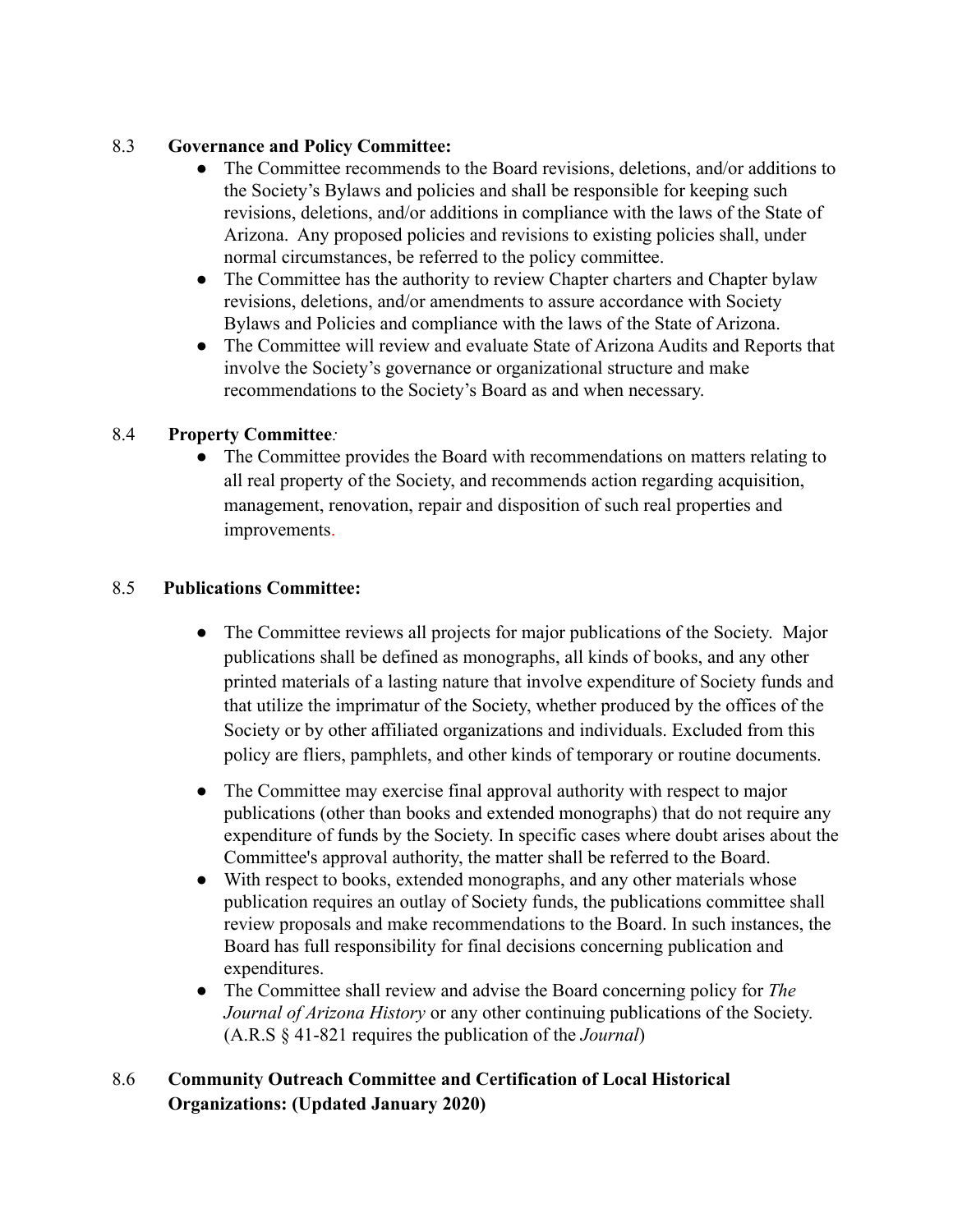8.3 **Governance and Policy Committee:**

- The Committee recommends to the Board revisions, deletions, and/or additions to the Society's Bylaws and policies and shall be responsible for keeping such revisions, deletions, and/or additions in compliance with the laws of the State of Arizona. Any proposed policies and revisions to existing policies shall, under normal circumstances, be referred to the policy committee.
- The Committee has the authority to review Chapter charters and Chapter bylaw revisions, deletions, and/or amendments to assure accordance with Society Bylaws and Policies and compliance with the laws of the State of Arizona.
- The Committee will review and evaluate State of Arizona Audits and Reports that involve the Society's governance or organizational structure and make recommendations to the Society's Board as and when necessary.

8.4 **Property Committee***:*

- The Committee provides the Board with recommendations on matters relating to all real property of the Society, and recommends action regarding acquisition, management, renovation, repair and disposition of such real properties and improvements.

8.5 **Publications Committee:**

- The Committee reviews all projects for major publications of the Society. Major publications shall be defined as monographs, all kinds of books, and any other printed materials of a lasting nature that involve expenditure of Society funds and that utilize the imprimatur of the Society, whether produced by the offices of the Society or by other affiliated organizations and individuals. Excluded from this policy are fliers, pamphlets, and other kinds of temporary or routine documents.
- The Committee may exercise final approval authority with respect to major publications (other than books and extended monographs) that do not require any expenditure of funds by the Society. In specific cases where doubt arises about the Committee's approval authority, the matter shall be referred to the Board.
- With respect to books, extended monographs, and any other materials whose publication requires an outlay of Society funds, the publications committee shall review proposals and make recommendations to the Board. In such instances, the Board has full responsibility for final decisions concerning publication and expenditures.
- The Committee shall review and advise the Board concerning policy for *The Journal of Arizona History* or any other continuing publications of the Society. (A.R.S § 41-821 requires the publication of the *Journal*)

8.6 **Community Outreach Committee and Certification of Local Historical Organizations: (Updated January 2020)**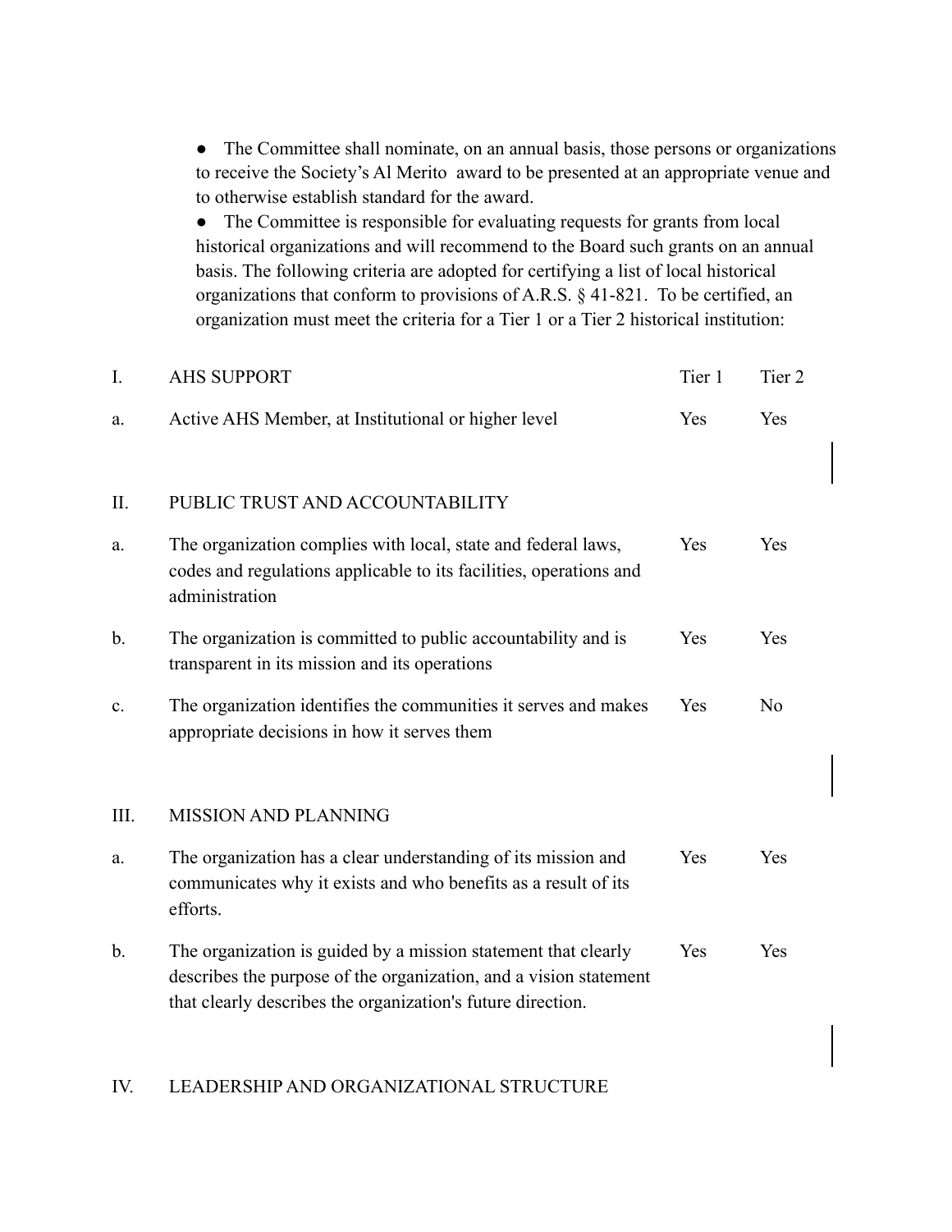- The Committee shall nominate, on an annual basis, those persons or organizations to receive the Society's Al Merito award to be presented at an appropriate venue and to otherwise establish standard for the award.
- The Committee is responsible for evaluating requests for grants from local historical organizations and will recommend to the Board such grants on an annual basis. The following criteria are adopted for certifying a list of local historical organizations that conform to provisions of A.R.S. § 41-821. To be certified, an organization must meet the criteria for a Tier 1 or a Tier 2 historical institution:

| | | | |
|---|---|---|---|
| I. | AHS SUPPORT | Tier 1 | Tier 2 |
| a. | Active AHS Member, at Institutional or higher level | Yes | Yes |
| | | | |
| II. | PUBLIC TRUST AND ACCOUNTABILITY | | |
| a. | The organization complies with local, state and federal laws, codes and regulations applicable to its facilities, operations and administration | Yes | Yes |
| b. | The organization is committed to public accountability and is transparent in its mission and its operations | Yes | Yes |
| c. | The organization identifies the communities it serves and makes appropriate decisions in how it serves them | Yes | No |
| | | | |
| III. | MISSION AND PLANNING | | |
| a. | The organization has a clear understanding of its mission and communicates why it exists and who benefits as a result of its efforts. | Yes | Yes |
| b. | The organization is guided by a mission statement that clearly describes the purpose of the organization, and a vision statement that clearly describes the organization's future direction. | Yes | Yes |
| | | | |
| IV. | LEADERSHIP AND ORGANIZATIONAL STRUCTURE | | |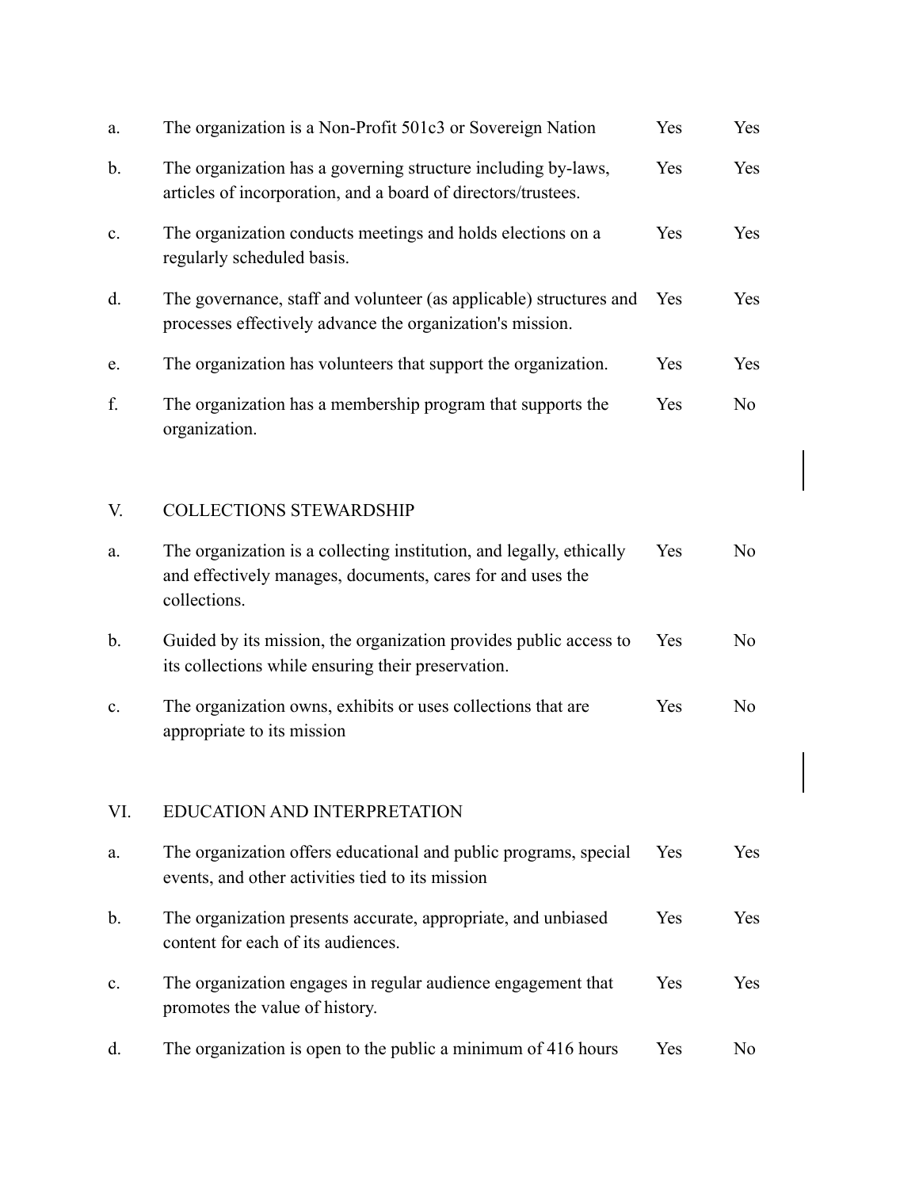| | | | |
|---|---|---|---|
| a. | The organization is a Non-Profit 501c3 or Sovereign Nation | Yes | Yes |
| b. | The organization has a governing structure including by-laws, articles of incorporation, and a board of directors/trustees. | Yes | Yes |
| c. | The organization conducts meetings and holds elections on a regularly scheduled basis. | Yes | Yes |
| d. | The governance, staff and volunteer (as applicable) structures and processes effectively advance the organization's mission. | Yes | Yes |
| e. | The organization has volunteers that support the organization. | Yes | Yes |
| f. | The organization has a membership program that supports the organization. | Yes | No |

## V. COLLECTIONS STEWARDSHIP

| | | | |
|---|---|---|---|
| a. | The organization is a collecting institution, and legally, ethically and effectively manages, documents, cares for and uses the collections. | Yes | No |
| b. | Guided by its mission, the organization provides public access to its collections while ensuring their preservation. | Yes | No |
| c. | The organization owns, exhibits or uses collections that are appropriate to its mission | Yes | No |

## VI. EDUCATION AND INTERPRETATION

| | | | |
|---|---|---|---|
| a. | The organization offers educational and public programs, special events, and other activities tied to its mission | Yes | Yes |
| b. | The organization presents accurate, appropriate, and unbiased content for each of its audiences. | Yes | Yes |
| c. | The organization engages in regular audience engagement that promotes the value of history. | Yes | Yes |
| d. | The organization is open to the public a minimum of 416 hours | Yes | No |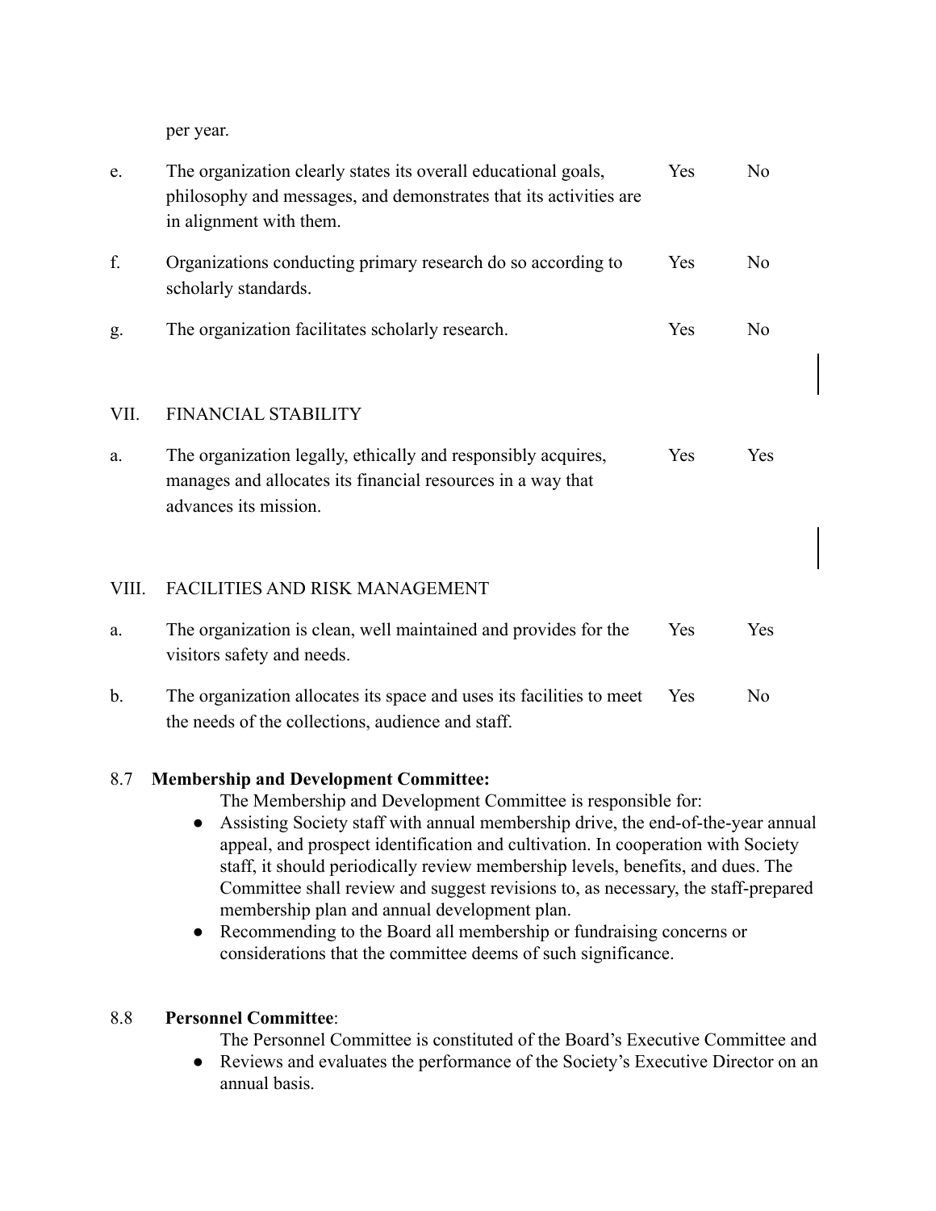per year.

| | | | |
|---|---|---|---|
| e. | The organization clearly states its overall educational goals, philosophy and messages, and demonstrates that its activities are in alignment with them. | Yes | No |
| f. | Organizations conducting primary research do so according to scholarly standards. | Yes | No |
| g. | The organization facilitates scholarly research. | Yes | No |

VII. FINANCIAL STABILITY

| | | | |
|---|---|---|---|
| a. | The organization legally, ethically and responsibly acquires, manages and allocates its financial resources in a way that advances its mission. | Yes | Yes |

VIII. FACILITIES AND RISK MANAGEMENT

| | | | |
|---|---|---|---|
| a. | The organization is clean, well maintained and provides for the visitors safety and needs. | Yes | Yes |
| b. | The organization allocates its space and uses its facilities to meet the needs of the collections, audience and staff. | Yes | No |

8.7 **Membership and Development Committee:**

The Membership and Development Committee is responsible for:

- Assisting Society staff with annual membership drive, the end-of-the-year annual appeal, and prospect identification and cultivation. In cooperation with Society staff, it should periodically review membership levels, benefits, and dues. The Committee shall review and suggest revisions to, as necessary, the staff-prepared membership plan and annual development plan.
- Recommending to the Board all membership or fundraising concerns or considerations that the committee deems of such significance.

8.8 **Personnel Committee**:

The Personnel Committee is constituted of the Board's Executive Committee and

- Reviews and evaluates the performance of the Society's Executive Director on an annual basis.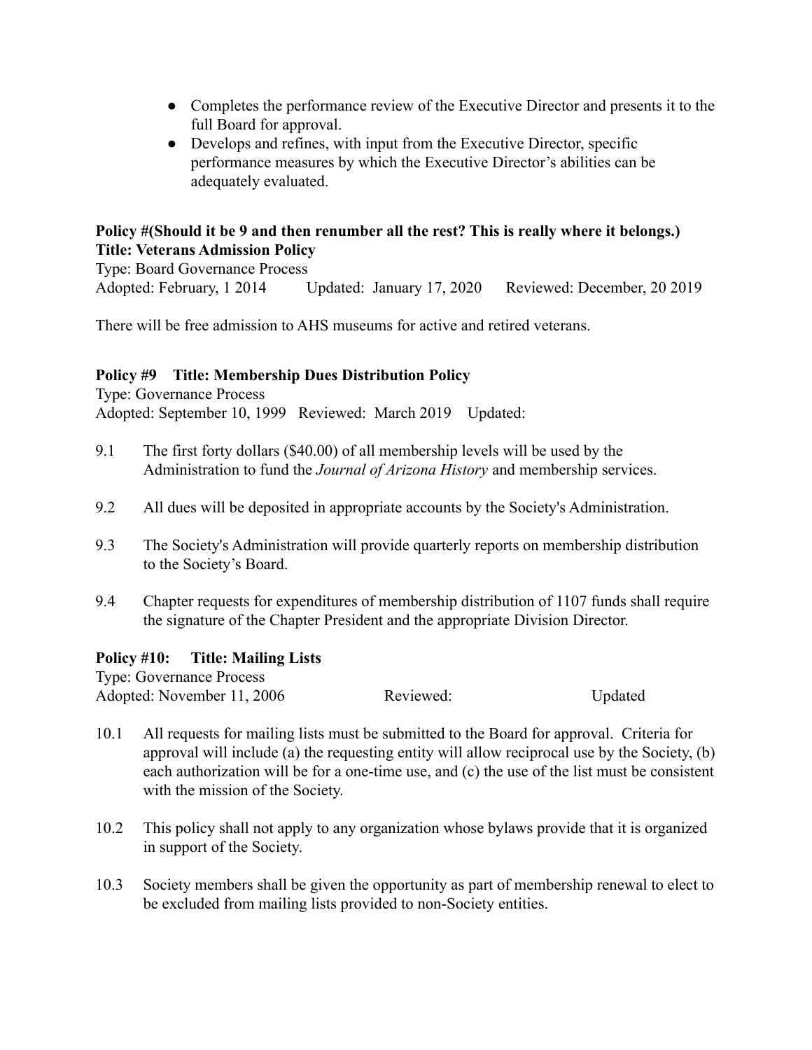- Completes the performance review of the Executive Director and presents it to the full Board for approval.
- Develops and refines, with input from the Executive Director, specific performance measures by which the Executive Director's abilities can be adequately evaluated.

**Policy #(Should it be 9 and then renumber all the rest? This is really where it belongs.)**
**Title: Veterans Admission Policy**

Type: Board Governance Process
Adopted: February, 1 2014 Updated: January 17, 2020 Reviewed: December, 20 2019

There will be free admission to AHS museums for active and retired veterans.

**Policy #9 Title: Membership Dues Distribution Policy**

Type: Governance Process
Adopted: September 10, 1999 Reviewed: March 2019 Updated:

9.1 The first forty dollars ($40.00) of all membership levels will be used by the Administration to fund the *Journal of Arizona History* and membership services.

9.2 All dues will be deposited in appropriate accounts by the Society's Administration.

9.3 The Society's Administration will provide quarterly reports on membership distribution to the Society's Board.

9.4 Chapter requests for expenditures of membership distribution of 1107 funds shall require the signature of the Chapter President and the appropriate Division Director.

**Policy #10: Title: Mailing Lists**

Type: Governance Process
Adopted: November 11, 2006 Reviewed: Updated

10.1 All requests for mailing lists must be submitted to the Board for approval. Criteria for approval will include (a) the requesting entity will allow reciprocal use by the Society, (b) each authorization will be for a one-time use, and (c) the use of the list must be consistent with the mission of the Society.

10.2 This policy shall not apply to any organization whose bylaws provide that it is organized in support of the Society.

10.3 Society members shall be given the opportunity as part of membership renewal to elect to be excluded from mailing lists provided to non-Society entities.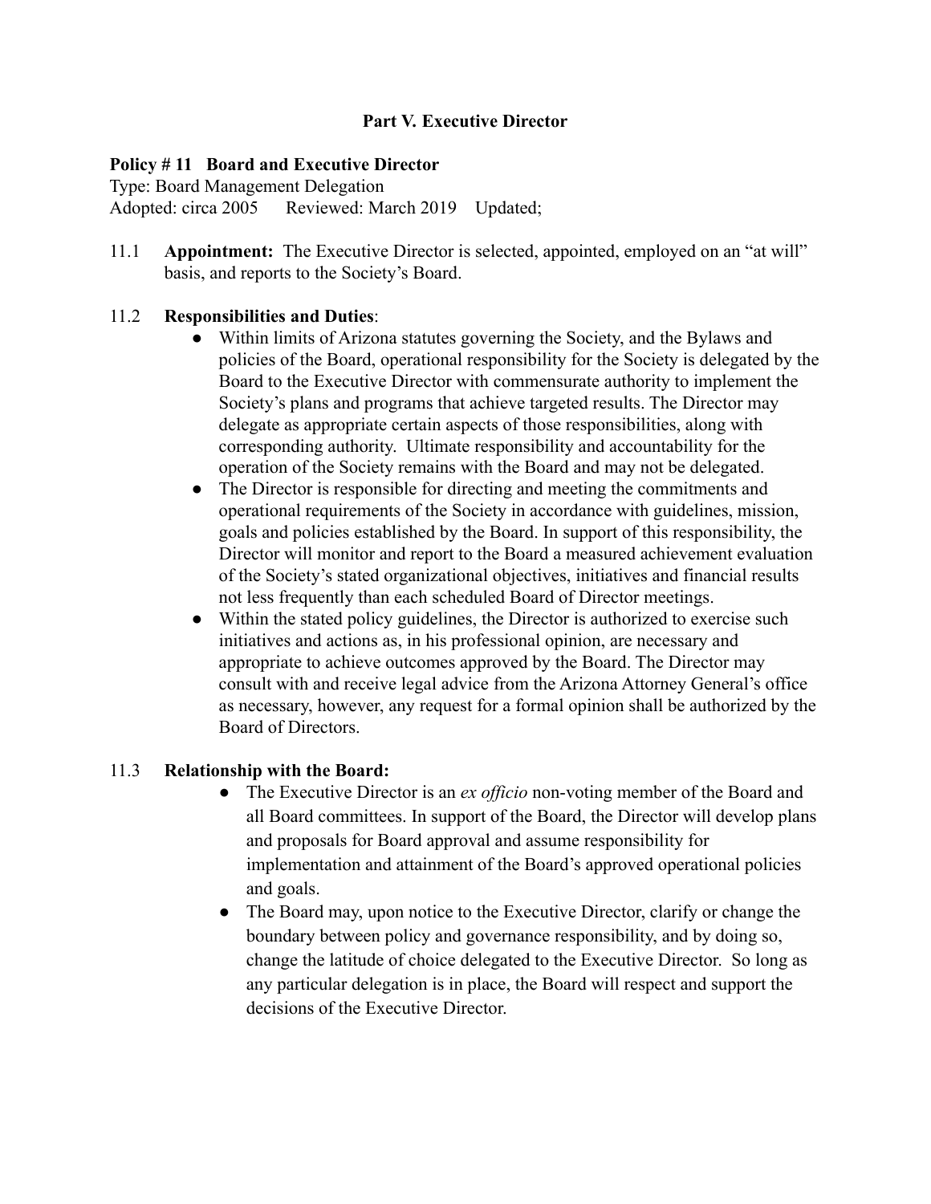## Part V. Executive Director

### Policy # 11 Board and Executive Director

Type: Board Management Delegation
Adopted: circa 2005 Reviewed: March 2019 Updated;

11.1 **Appointment:** The Executive Director is selected, appointed, employed on an "at will" basis, and reports to the Society's Board.

11.2 **Responsibilities and Duties**:

- Within limits of Arizona statutes governing the Society, and the Bylaws and policies of the Board, operational responsibility for the Society is delegated by the Board to the Executive Director with commensurate authority to implement the Society's plans and programs that achieve targeted results. The Director may delegate as appropriate certain aspects of those responsibilities, along with corresponding authority. Ultimate responsibility and accountability for the operation of the Society remains with the Board and may not be delegated.
- The Director is responsible for directing and meeting the commitments and operational requirements of the Society in accordance with guidelines, mission, goals and policies established by the Board. In support of this responsibility, the Director will monitor and report to the Board a measured achievement evaluation of the Society's stated organizational objectives, initiatives and financial results not less frequently than each scheduled Board of Director meetings.
- Within the stated policy guidelines, the Director is authorized to exercise such initiatives and actions as, in his professional opinion, are necessary and appropriate to achieve outcomes approved by the Board. The Director may consult with and receive legal advice from the Arizona Attorney General's office as necessary, however, any request for a formal opinion shall be authorized by the Board of Directors.

11.3 **Relationship with the Board:**

- The Executive Director is an *ex officio* non-voting member of the Board and all Board committees. In support of the Board, the Director will develop plans and proposals for Board approval and assume responsibility for implementation and attainment of the Board's approved operational policies and goals.
- The Board may, upon notice to the Executive Director, clarify or change the boundary between policy and governance responsibility, and by doing so, change the latitude of choice delegated to the Executive Director. So long as any particular delegation is in place, the Board will respect and support the decisions of the Executive Director.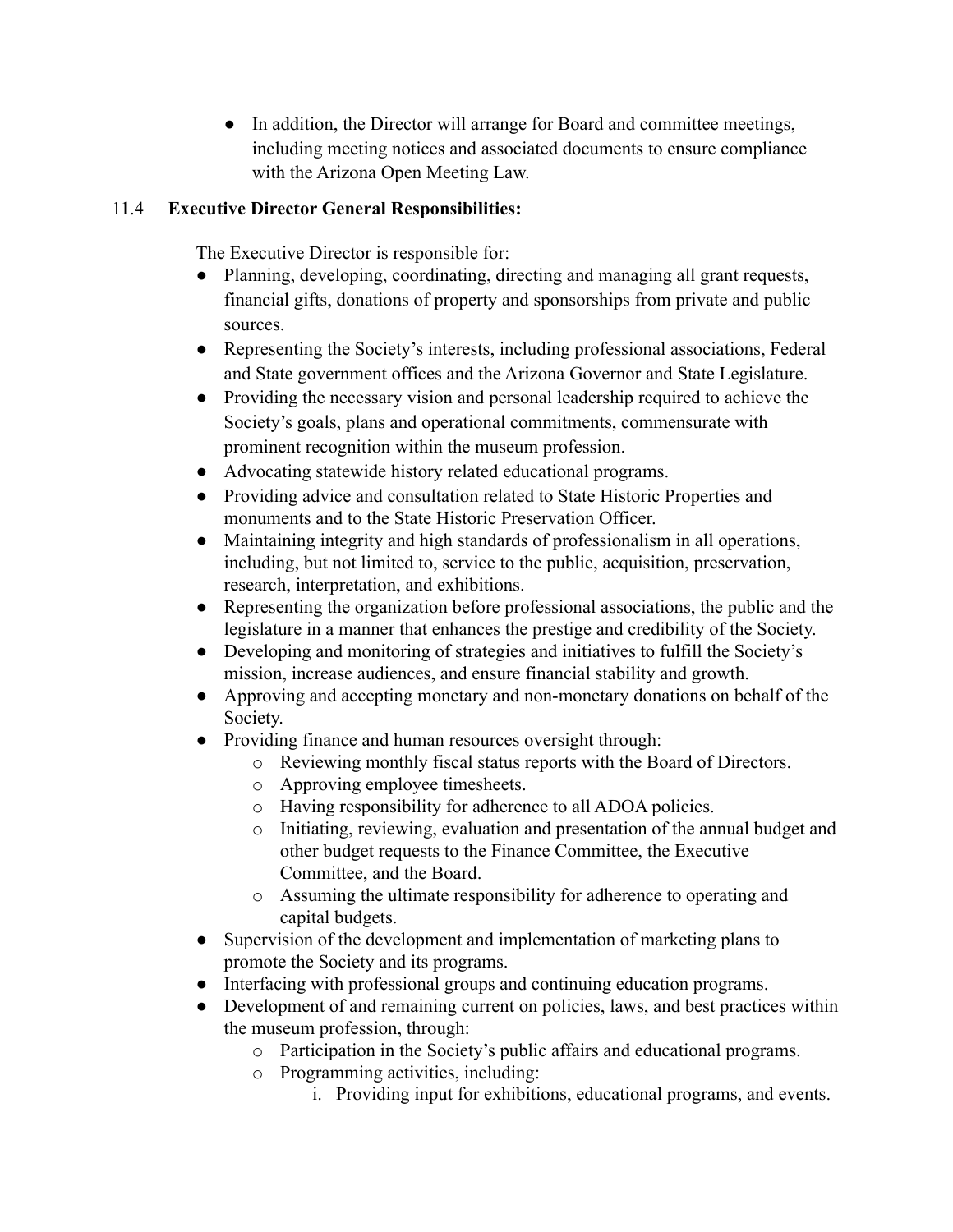- In addition, the Director will arrange for Board and committee meetings, including meeting notices and associated documents to ensure compliance with the Arizona Open Meeting Law.

11.4 **Executive Director General Responsibilities:**

The Executive Director is responsible for:

- Planning, developing, coordinating, directing and managing all grant requests, financial gifts, donations of property and sponsorships from private and public sources.
- Representing the Society's interests, including professional associations, Federal and State government offices and the Arizona Governor and State Legislature.
- Providing the necessary vision and personal leadership required to achieve the Society's goals, plans and operational commitments, commensurate with prominent recognition within the museum profession.
- Advocating statewide history related educational programs.
- Providing advice and consultation related to State Historic Properties and monuments and to the State Historic Preservation Officer.
- Maintaining integrity and high standards of professionalism in all operations, including, but not limited to, service to the public, acquisition, preservation, research, interpretation, and exhibitions.
- Representing the organization before professional associations, the public and the legislature in a manner that enhances the prestige and credibility of the Society.
- Developing and monitoring of strategies and initiatives to fulfill the Society's mission, increase audiences, and ensure financial stability and growth.
- Approving and accepting monetary and non-monetary donations on behalf of the Society.
- Providing finance and human resources oversight through:
  - Reviewing monthly fiscal status reports with the Board of Directors.
  - Approving employee timesheets.
  - Having responsibility for adherence to all ADOA policies.
  - Initiating, reviewing, evaluation and presentation of the annual budget and other budget requests to the Finance Committee, the Executive Committee, and the Board.
  - Assuming the ultimate responsibility for adherence to operating and capital budgets.
- Supervision of the development and implementation of marketing plans to promote the Society and its programs.
- Interfacing with professional groups and continuing education programs.
- Development of and remaining current on policies, laws, and best practices within the museum profession, through:
  - Participation in the Society's public affairs and educational programs.
  - Programming activities, including:
    1. Providing input for exhibitions, educational programs, and events.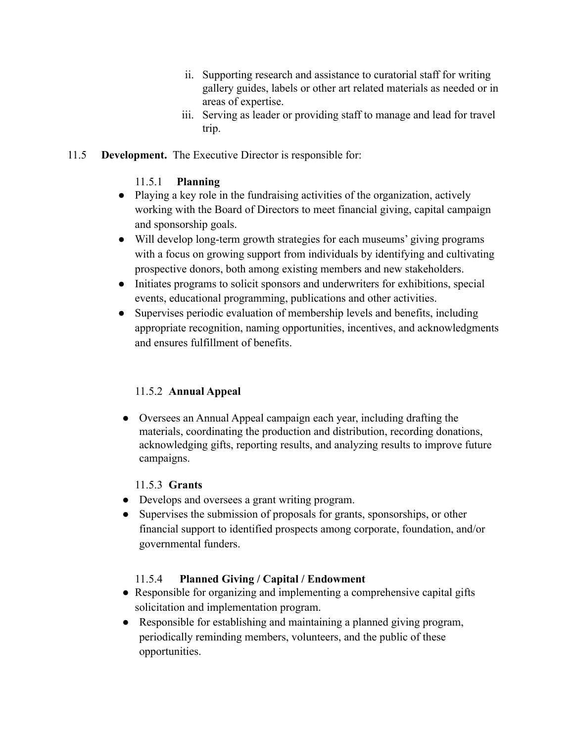ii. Supporting research and assistance to curatorial staff for writing gallery guides, labels or other art related materials as needed or in areas of expertise.

iii. Serving as leader or providing staff to manage and lead for travel trip.

11.5 **Development.** The Executive Director is responsible for:

11.5.1 **Planning**

- Playing a key role in the fundraising activities of the organization, actively working with the Board of Directors to meet financial giving, capital campaign and sponsorship goals.
- Will develop long-term growth strategies for each museums' giving programs with a focus on growing support from individuals by identifying and cultivating prospective donors, both among existing members and new stakeholders.
- Initiates programs to solicit sponsors and underwriters for exhibitions, special events, educational programming, publications and other activities.
- Supervises periodic evaluation of membership levels and benefits, including appropriate recognition, naming opportunities, incentives, and acknowledgments and ensures fulfillment of benefits.

11.5.2 **Annual Appeal**

- Oversees an Annual Appeal campaign each year, including drafting the materials, coordinating the production and distribution, recording donations, acknowledging gifts, reporting results, and analyzing results to improve future campaigns.

11.5.3 **Grants**

- Develops and oversees a grant writing program.
- Supervises the submission of proposals for grants, sponsorships, or other financial support to identified prospects among corporate, foundation, and/or governmental funders.

11.5.4 **Planned Giving / Capital / Endowment**

- Responsible for organizing and implementing a comprehensive capital gifts solicitation and implementation program.
- Responsible for establishing and maintaining a planned giving program, periodically reminding members, volunteers, and the public of these opportunities.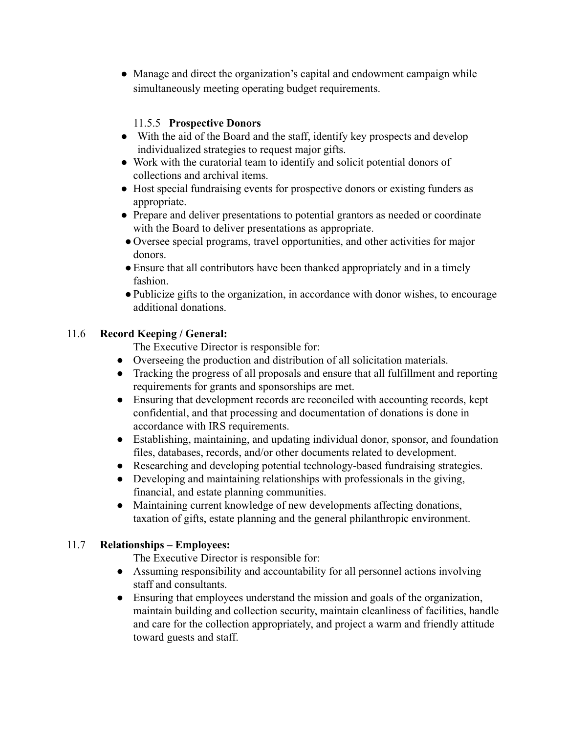- Manage and direct the organization's capital and endowment campaign while simultaneously meeting operating budget requirements.

#### 11.5.5 **Prospective Donors**

- With the aid of the Board and the staff, identify key prospects and develop individualized strategies to request major gifts.
- Work with the curatorial team to identify and solicit potential donors of collections and archival items.
- Host special fundraising events for prospective donors or existing funders as appropriate.
- Prepare and deliver presentations to potential grantors as needed or coordinate with the Board to deliver presentations as appropriate.
- Oversee special programs, travel opportunities, and other activities for major donors.
- Ensure that all contributors have been thanked appropriately and in a timely fashion.
- Publicize gifts to the organization, in accordance with donor wishes, to encourage additional donations.

### 11.6 **Record Keeping / General:**

The Executive Director is responsible for:

- Overseeing the production and distribution of all solicitation materials.
- Tracking the progress of all proposals and ensure that all fulfillment and reporting requirements for grants and sponsorships are met.
- Ensuring that development records are reconciled with accounting records, kept confidential, and that processing and documentation of donations is done in accordance with IRS requirements.
- Establishing, maintaining, and updating individual donor, sponsor, and foundation files, databases, records, and/or other documents related to development.
- Researching and developing potential technology-based fundraising strategies.
- Developing and maintaining relationships with professionals in the giving, financial, and estate planning communities.
- Maintaining current knowledge of new developments affecting donations, taxation of gifts, estate planning and the general philanthropic environment.

### 11.7 **Relationships – Employees:**

The Executive Director is responsible for:

- Assuming responsibility and accountability for all personnel actions involving staff and consultants.
- Ensuring that employees understand the mission and goals of the organization, maintain building and collection security, maintain cleanliness of facilities, handle and care for the collection appropriately, and project a warm and friendly attitude toward guests and staff.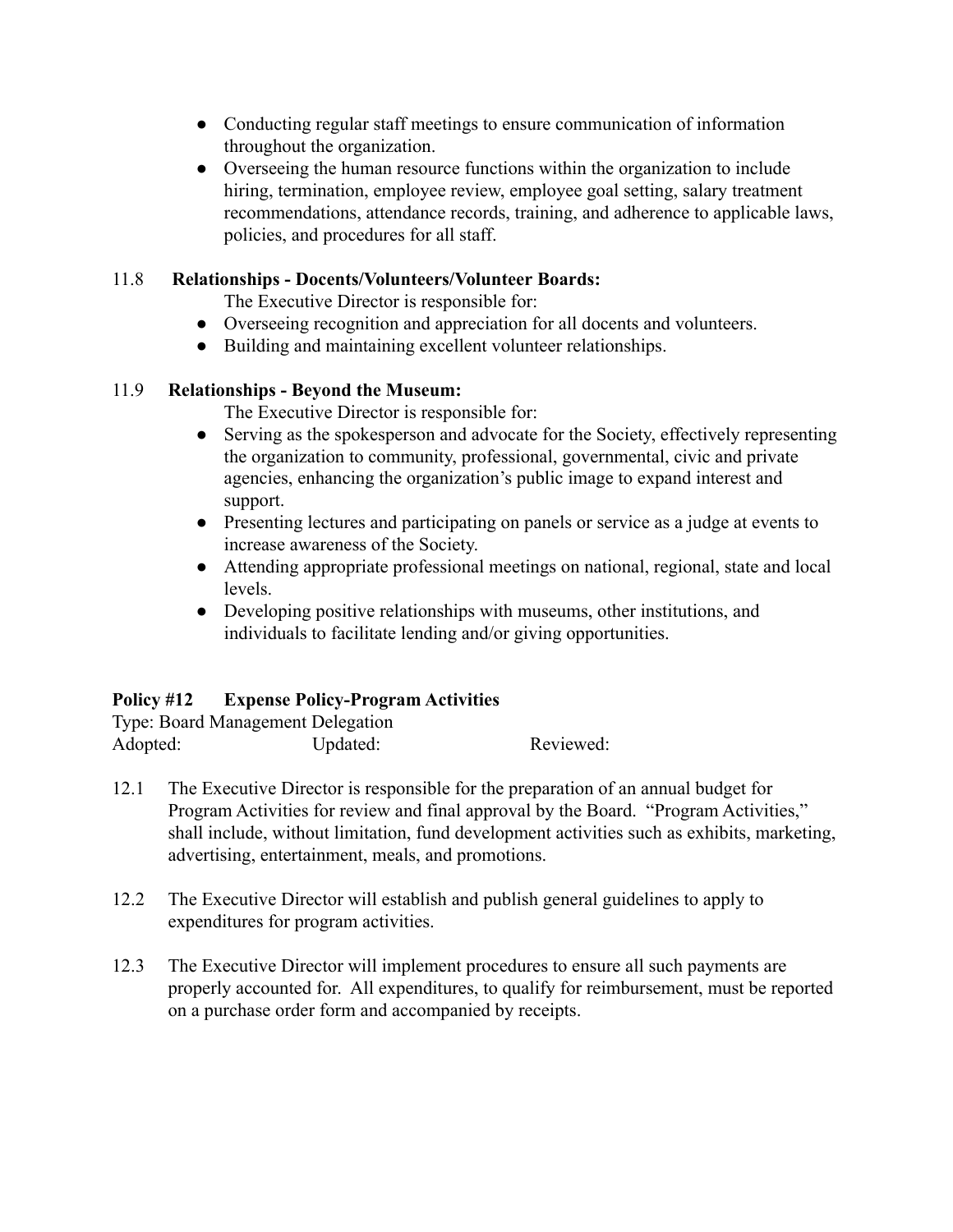- Conducting regular staff meetings to ensure communication of information throughout the organization.
- Overseeing the human resource functions within the organization to include hiring, termination, employee review, employee goal setting, salary treatment recommendations, attendance records, training, and adherence to applicable laws, policies, and procedures for all staff.

11.8 **Relationships - Docents/Volunteers/Volunteer Boards:**

The Executive Director is responsible for:

- Overseeing recognition and appreciation for all docents and volunteers.
- Building and maintaining excellent volunteer relationships.

11.9 **Relationships - Beyond the Museum:**

The Executive Director is responsible for:

- Serving as the spokesperson and advocate for the Society, effectively representing the organization to community, professional, governmental, civic and private agencies, enhancing the organization's public image to expand interest and support.
- Presenting lectures and participating on panels or service as a judge at events to increase awareness of the Society.
- Attending appropriate professional meetings on national, regional, state and local levels.
- Developing positive relationships with museums, other institutions, and individuals to facilitate lending and/or giving opportunities.

**Policy #12 Expense Policy-Program Activities**

Type: Board Management Delegation

Adopted: Updated: Reviewed:

12.1 The Executive Director is responsible for the preparation of an annual budget for Program Activities for review and final approval by the Board. "Program Activities," shall include, without limitation, fund development activities such as exhibits, marketing, advertising, entertainment, meals, and promotions.

12.2 The Executive Director will establish and publish general guidelines to apply to expenditures for program activities.

12.3 The Executive Director will implement procedures to ensure all such payments are properly accounted for. All expenditures, to qualify for reimbursement, must be reported on a purchase order form and accompanied by receipts.